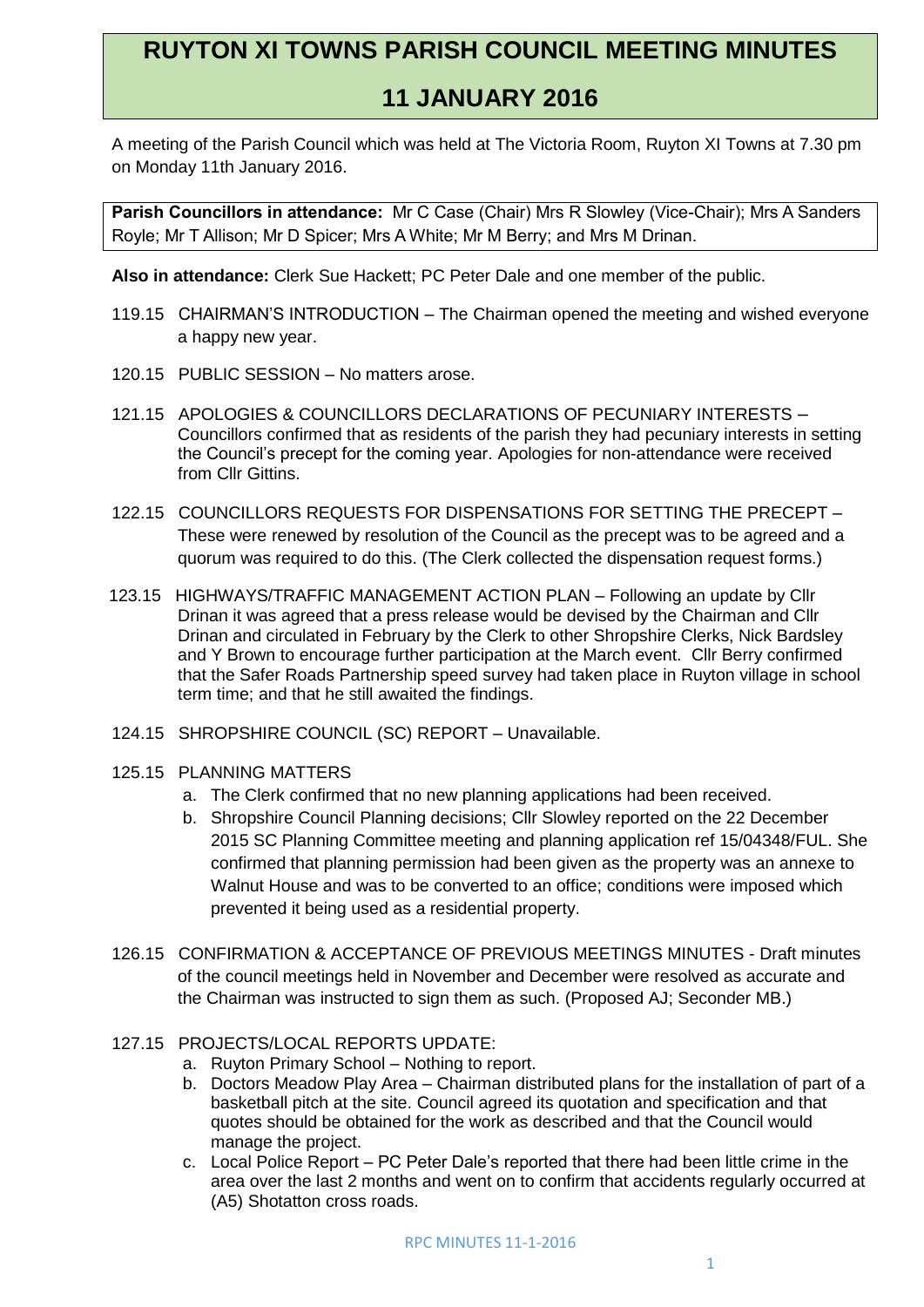# RUYTON XI TOWNS PARISH COUNCIL MEETING MINUTES

## 11 JANUARY 2016

A meeting of the Parish Council which was held at The Victoria Room, Ruyton XI Towns at 7.30 pm on Monday 11th January 2016.

**Parish Councillors in attendance:** Mr C Case (Chair) Mrs R Slowley (Vice-Chair); Mrs A Sanders Royle; Mr T Allison; Mr D Spicer; Mrs A White; Mr M Berry; and Mrs M Drinan.

**Also in attendance:** Clerk Sue Hackett; PC Peter Dale and one member of the public.

119.15 CHAIRMAN'S INTRODUCTION – The Chairman opened the meeting and wished everyone a happy new year.

120.15 PUBLIC SESSION – No matters arose.

121.15 APOLOGIES & COUNCILLORS DECLARATIONS OF PECUNIARY INTERESTS – Councillors confirmed that as residents of the parish they had pecuniary interests in setting the Council's precept for the coming year. Apologies for non-attendance were received from Cllr Gittins.

122.15 COUNCILLORS REQUESTS FOR DISPENSATIONS FOR SETTING THE PRECEPT – These were renewed by resolution of the Council as the precept was to be agreed and a quorum was required to do this. (The Clerk collected the dispensation request forms.)

123.15 HIGHWAYS/TRAFFIC MANAGEMENT ACTION PLAN – Following an update by Cllr Drinan it was agreed that a press release would be devised by the Chairman and Cllr Drinan and circulated in February by the Clerk to other Shropshire Clerks, Nick Bardsley and Y Brown to encourage further participation at the March event. Cllr Berry confirmed that the Safer Roads Partnership speed survey had taken place in Ruyton village in school term time; and that he still awaited the findings.

124.15 SHROPSHIRE COUNCIL (SC) REPORT – Unavailable.

125.15 PLANNING MATTERS

a. The Clerk confirmed that no new planning applications had been received.
b. Shropshire Council Planning decisions; Cllr Slowley reported on the 22 December 2015 SC Planning Committee meeting and planning application ref 15/04348/FUL. She confirmed that planning permission had been given as the property was an annexe to Walnut House and was to be converted to an office; conditions were imposed which prevented it being used as a residential property.

126.15 CONFIRMATION & ACCEPTANCE OF PREVIOUS MEETINGS MINUTES - Draft minutes of the council meetings held in November and December were resolved as accurate and the Chairman was instructed to sign them as such. (Proposed AJ; Seconder MB.)

127.15 PROJECTS/LOCAL REPORTS UPDATE:

a. Ruyton Primary School – Nothing to report.
b. Doctors Meadow Play Area – Chairman distributed plans for the installation of part of a basketball pitch at the site. Council agreed its quotation and specification and that quotes should be obtained for the work as described and that the Council would manage the project.
c. Local Police Report – PC Peter Dale's reported that there had been little crime in the area over the last 2 months and went on to confirm that accidents regularly occurred at (A5) Shotatton cross roads.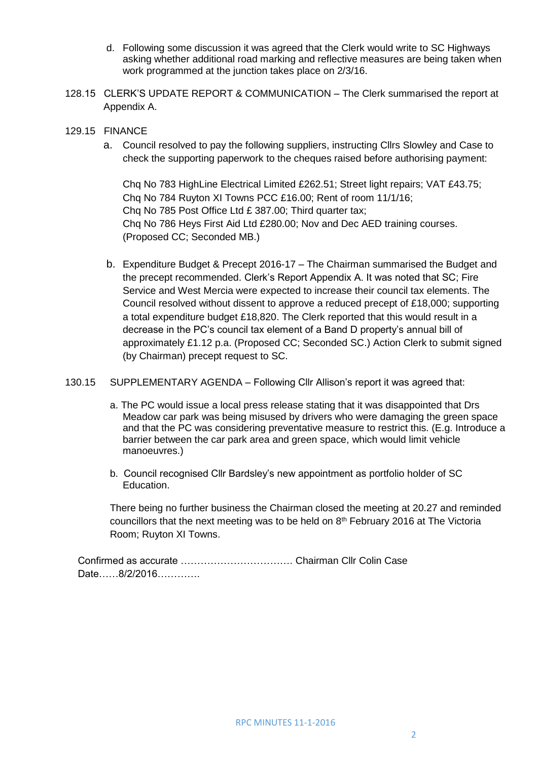d. Following some discussion it was agreed that the Clerk would write to SC Highways asking whether additional road marking and reflective measures are being taken when work programmed at the junction takes place on 2/3/16.

128.15 CLERK'S UPDATE REPORT & COMMUNICATION – The Clerk summarised the report at Appendix A.

129.15 FINANCE

a. Council resolved to pay the following suppliers, instructing Cllrs Slowley and Case to check the supporting paperwork to the cheques raised before authorising payment:

   Chq No 783 HighLine Electrical Limited £262.51; Street light repairs; VAT £43.75;
   Chq No 784 Ruyton XI Towns PCC £16.00; Rent of room 11/1/16;
   Chq No 785 Post Office Ltd £ 387.00; Third quarter tax;
   Chq No 786 Heys First Aid Ltd £280.00; Nov and Dec AED training courses.
   (Proposed CC; Seconded MB.)

b. Expenditure Budget & Precept 2016-17 – The Chairman summarised the Budget and the precept recommended. Clerk's Report Appendix A. It was noted that SC; Fire Service and West Mercia were expected to increase their council tax elements. The Council resolved without dissent to approve a reduced precept of £18,000; supporting a total expenditure budget £18,820. The Clerk reported that this would result in a decrease in the PC's council tax element of a Band D property's annual bill of approximately £1.12 p.a. (Proposed CC; Seconded SC.) Action Clerk to submit signed (by Chairman) precept request to SC.

130.15 SUPPLEMENTARY AGENDA – Following Cllr Allison's report it was agreed that:

a. The PC would issue a local press release stating that it was disappointed that Drs Meadow car park was being misused by drivers who were damaging the green space and that the PC was considering preventative measure to restrict this. (E.g. Introduce a barrier between the car park area and green space, which would limit vehicle manoeuvres.)

b. Council recognised Cllr Bardsley's new appointment as portfolio holder of SC Education.

There being no further business the Chairman closed the meeting at 20.27 and reminded councillors that the next meeting was to be held on 8th February 2016 at The Victoria Room; Ruyton XI Towns.

Confirmed as accurate …………………………… Chairman Cllr Colin Case
Date……8/2/2016………….